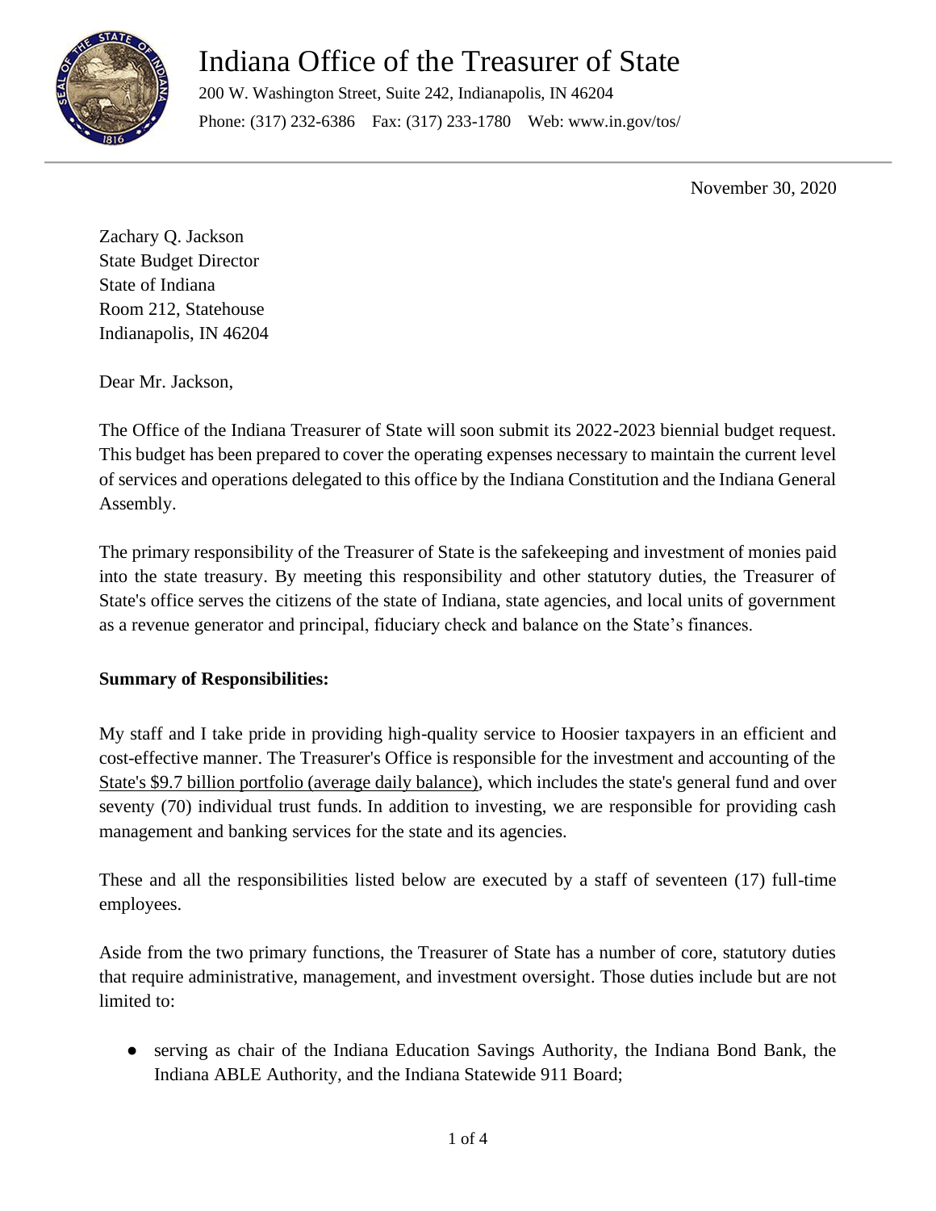# Indiana Office of the Treasurer of State

200 W. Washington Street, Suite 242, Indianapolis, IN 46204

Phone: (317) 232-6386    Fax: (317) 233-1780    Web: www.in.gov/tos/

November 30, 2020

Zachary Q. Jackson
State Budget Director
State of Indiana
Room 212, Statehouse
Indianapolis, IN 46204

Dear Mr. Jackson,

The Office of the Indiana Treasurer of State will soon submit its 2022-2023 biennial budget request. This budget has been prepared to cover the operating expenses necessary to maintain the current level of services and operations delegated to this office by the Indiana Constitution and the Indiana General Assembly.

The primary responsibility of the Treasurer of State is the safekeeping and investment of monies paid into the state treasury. By meeting this responsibility and other statutory duties, the Treasurer of State's office serves the citizens of the state of Indiana, state agencies, and local units of government as a revenue generator and principal, fiduciary check and balance on the State's finances.

**Summary of Responsibilities:**

My staff and I take pride in providing high-quality service to Hoosier taxpayers in an efficient and cost-effective manner. The Treasurer's Office is responsible for the investment and accounting of the State's $9.7 billion portfolio (average daily balance), which includes the state's general fund and over seventy (70) individual trust funds. In addition to investing, we are responsible for providing cash management and banking services for the state and its agencies.

These and all the responsibilities listed below are executed by a staff of seventeen (17) full-time employees.

Aside from the two primary functions, the Treasurer of State has a number of core, statutory duties that require administrative, management, and investment oversight. Those duties include but are not limited to:

- serving as chair of the Indiana Education Savings Authority, the Indiana Bond Bank, the Indiana ABLE Authority, and the Indiana Statewide 911 Board;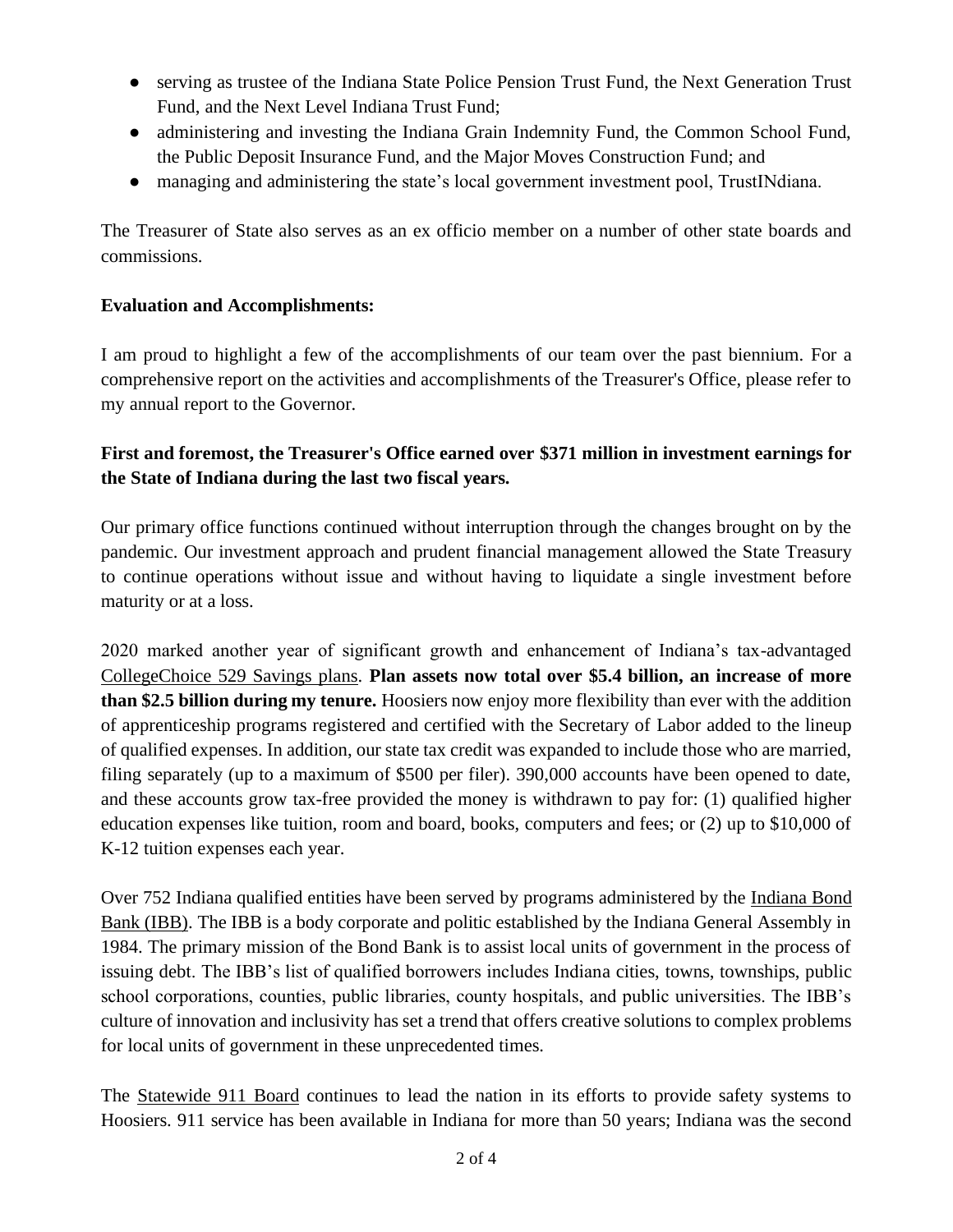- serving as trustee of the Indiana State Police Pension Trust Fund, the Next Generation Trust Fund, and the Next Level Indiana Trust Fund;
- administering and investing the Indiana Grain Indemnity Fund, the Common School Fund, the Public Deposit Insurance Fund, and the Major Moves Construction Fund; and
- managing and administering the state's local government investment pool, TrustINdiana.

The Treasurer of State also serves as an ex officio member on a number of other state boards and commissions.

**Evaluation and Accomplishments:**

I am proud to highlight a few of the accomplishments of our team over the past biennium. For a comprehensive report on the activities and accomplishments of the Treasurer's Office, please refer to my annual report to the Governor.

**First and foremost, the Treasurer's Office earned over $371 million in investment earnings for the State of Indiana during the last two fiscal years.**

Our primary office functions continued without interruption through the changes brought on by the pandemic. Our investment approach and prudent financial management allowed the State Treasury to continue operations without issue and without having to liquidate a single investment before maturity or at a loss.

2020 marked another year of significant growth and enhancement of Indiana's tax-advantaged CollegeChoice 529 Savings plans. **Plan assets now total over $5.4 billion, an increase of more than $2.5 billion during my tenure.** Hoosiers now enjoy more flexibility than ever with the addition of apprenticeship programs registered and certified with the Secretary of Labor added to the lineup of qualified expenses. In addition, our state tax credit was expanded to include those who are married, filing separately (up to a maximum of $500 per filer). 390,000 accounts have been opened to date, and these accounts grow tax-free provided the money is withdrawn to pay for: (1) qualified higher education expenses like tuition, room and board, books, computers and fees; or (2) up to $10,000 of K-12 tuition expenses each year.

Over 752 Indiana qualified entities have been served by programs administered by the Indiana Bond Bank (IBB). The IBB is a body corporate and politic established by the Indiana General Assembly in 1984. The primary mission of the Bond Bank is to assist local units of government in the process of issuing debt. The IBB's list of qualified borrowers includes Indiana cities, towns, townships, public school corporations, counties, public libraries, county hospitals, and public universities. The IBB's culture of innovation and inclusivity has set a trend that offers creative solutions to complex problems for local units of government in these unprecedented times.

The Statewide 911 Board continues to lead the nation in its efforts to provide safety systems to Hoosiers. 911 service has been available in Indiana for more than 50 years; Indiana was the second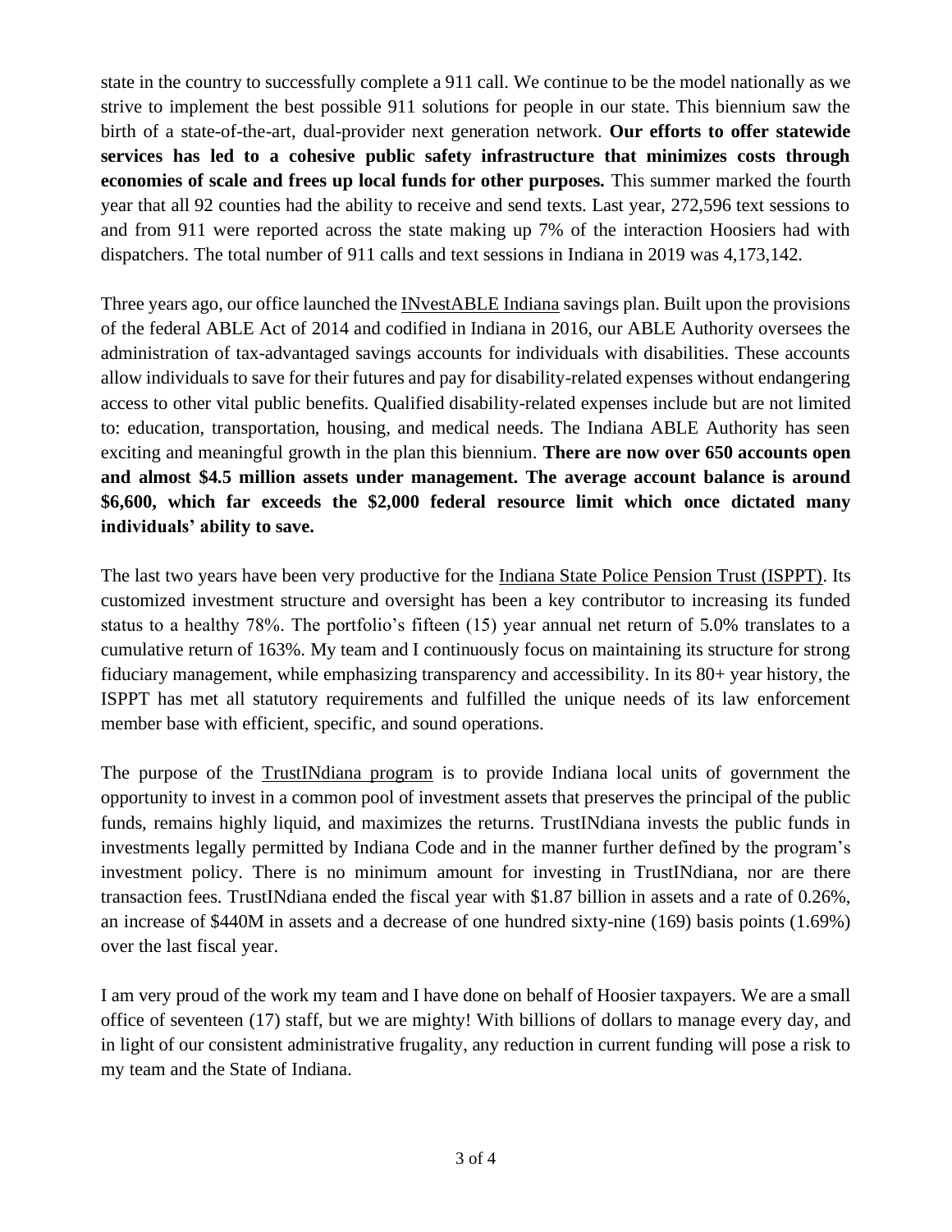state in the country to successfully complete a 911 call. We continue to be the model nationally as we strive to implement the best possible 911 solutions for people in our state. This biennium saw the birth of a state-of-the-art, dual-provider next generation network. **Our efforts to offer statewide services has led to a cohesive public safety infrastructure that minimizes costs through economies of scale and frees up local funds for other purposes.** This summer marked the fourth year that all 92 counties had the ability to receive and send texts. Last year, 272,596 text sessions to and from 911 were reported across the state making up 7% of the interaction Hoosiers had with dispatchers. The total number of 911 calls and text sessions in Indiana in 2019 was 4,173,142.

Three years ago, our office launched the INvestABLE Indiana savings plan. Built upon the provisions of the federal ABLE Act of 2014 and codified in Indiana in 2016, our ABLE Authority oversees the administration of tax-advantaged savings accounts for individuals with disabilities. These accounts allow individuals to save for their futures and pay for disability-related expenses without endangering access to other vital public benefits. Qualified disability-related expenses include but are not limited to: education, transportation, housing, and medical needs. The Indiana ABLE Authority has seen exciting and meaningful growth in the plan this biennium. **There are now over 650 accounts open and almost $4.5 million assets under management. The average account balance is around $6,600, which far exceeds the $2,000 federal resource limit which once dictated many individuals' ability to save.**

The last two years have been very productive for the Indiana State Police Pension Trust (ISPPT). Its customized investment structure and oversight has been a key contributor to increasing its funded status to a healthy 78%. The portfolio's fifteen (15) year annual net return of 5.0% translates to a cumulative return of 163%. My team and I continuously focus on maintaining its structure for strong fiduciary management, while emphasizing transparency and accessibility. In its 80+ year history, the ISPPT has met all statutory requirements and fulfilled the unique needs of its law enforcement member base with efficient, specific, and sound operations.

The purpose of the TrustINdiana program is to provide Indiana local units of government the opportunity to invest in a common pool of investment assets that preserves the principal of the public funds, remains highly liquid, and maximizes the returns. TrustINdiana invests the public funds in investments legally permitted by Indiana Code and in the manner further defined by the program's investment policy. There is no minimum amount for investing in TrustINdiana, nor are there transaction fees. TrustINdiana ended the fiscal year with $1.87 billion in assets and a rate of 0.26%, an increase of $440M in assets and a decrease of one hundred sixty-nine (169) basis points (1.69%) over the last fiscal year.

I am very proud of the work my team and I have done on behalf of Hoosier taxpayers. We are a small office of seventeen (17) staff, but we are mighty! With billions of dollars to manage every day, and in light of our consistent administrative frugality, any reduction in current funding will pose a risk to my team and the State of Indiana.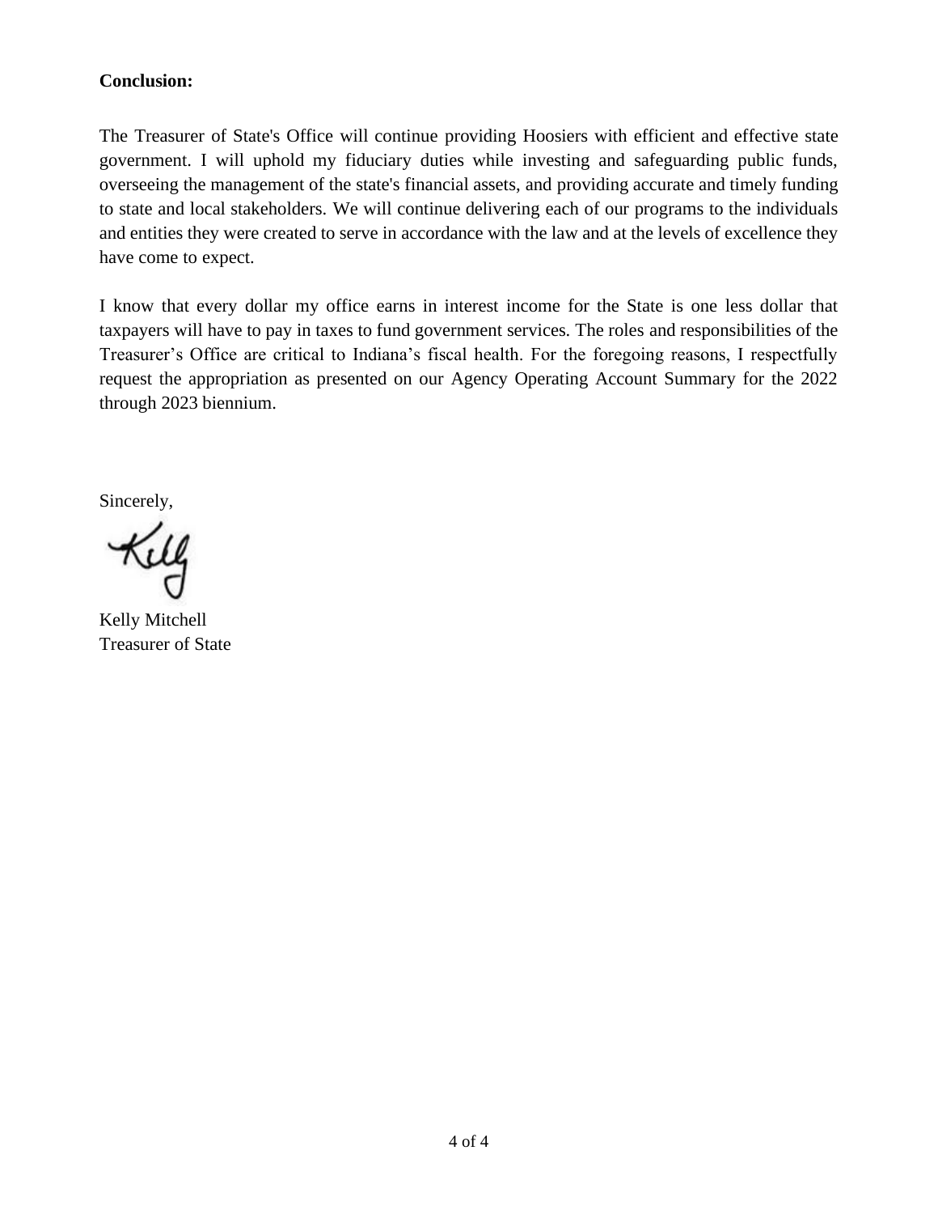**Conclusion:**

The Treasurer of State's Office will continue providing Hoosiers with efficient and effective state government. I will uphold my fiduciary duties while investing and safeguarding public funds, overseeing the management of the state's financial assets, and providing accurate and timely funding to state and local stakeholders. We will continue delivering each of our programs to the individuals and entities they were created to serve in accordance with the law and at the levels of excellence they have come to expect.

I know that every dollar my office earns in interest income for the State is one less dollar that taxpayers will have to pay in taxes to fund government services. The roles and responsibilities of the Treasurer's Office are critical to Indiana's fiscal health. For the foregoing reasons, I respectfully request the appropriation as presented on our Agency Operating Account Summary for the 2022 through 2023 biennium.

Sincerely,

Kelly

Kelly Mitchell
Treasurer of State